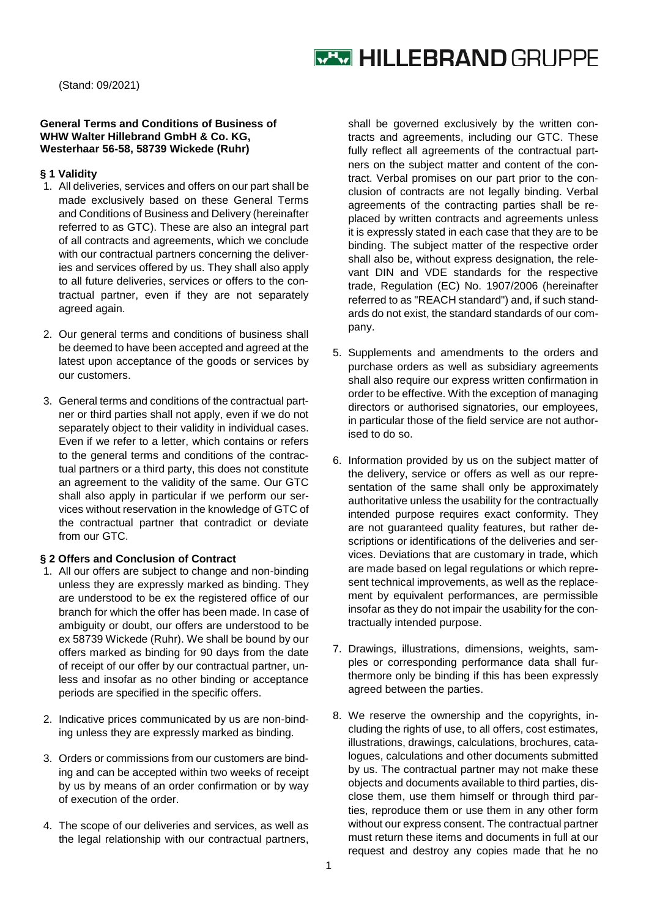HILLEBRAND GRUPPE

(Stand: 09/2021)

**General Terms and Conditions of Business of WHW Walter Hillebrand GmbH & Co. KG, Westerhaar 56-58, 58739 Wickede (Ruhr)**

**§ 1 Validity**

1. All deliveries, services and offers on our part shall be made exclusively based on these General Terms and Conditions of Business and Delivery (hereinafter referred to as GTC). These are also an integral part of all contracts and agreements, which we conclude with our contractual partners concerning the deliveries and services offered by us. They shall also apply to all future deliveries, services or offers to the contractual partner, even if they are not separately agreed again.

2. Our general terms and conditions of business shall be deemed to have been accepted and agreed at the latest upon acceptance of the goods or services by our customers.

3. General terms and conditions of the contractual partner or third parties shall not apply, even if we do not separately object to their validity in individual cases. Even if we refer to a letter, which contains or refers to the general terms and conditions of the contractual partners or a third party, this does not constitute an agreement to the validity of the same. Our GTC shall also apply in particular if we perform our services without reservation in the knowledge of GTC of the contractual partner that contradict or deviate from our GTC.

**§ 2 Offers and Conclusion of Contract**

1. All our offers are subject to change and non-binding unless they are expressly marked as binding. They are understood to be ex the registered office of our branch for which the offer has been made. In case of ambiguity or doubt, our offers are understood to be ex 58739 Wickede (Ruhr). We shall be bound by our offers marked as binding for 90 days from the date of receipt of our offer by our contractual partner, unless and insofar as no other binding or acceptance periods are specified in the specific offers.

2. Indicative prices communicated by us are non-binding unless they are expressly marked as binding.

3. Orders or commissions from our customers are binding and can be accepted within two weeks of receipt by us by means of an order confirmation or by way of execution of the order.

4. The scope of our deliveries and services, as well as the legal relationship with our contractual partners, shall be governed exclusively by the written contracts and agreements, including our GTC. These fully reflect all agreements of the contractual partners on the subject matter and content of the contract. Verbal promises on our part prior to the conclusion of contracts are not legally binding. Verbal agreements of the contracting parties shall be replaced by written contracts and agreements unless it is expressly stated in each case that they are to be binding. The subject matter of the respective order shall also be, without express designation, the relevant DIN and VDE standards for the respective trade, Regulation (EC) No. 1907/2006 (hereinafter referred to as "REACH standard") and, if such standards do not exist, the standard standards of our company.

5. Supplements and amendments to the orders and purchase orders as well as subsidiary agreements shall also require our express written confirmation in order to be effective. With the exception of managing directors or authorised signatories, our employees, in particular those of the field service are not authorised to do so.

6. Information provided by us on the subject matter of the delivery, service or offers as well as our representation of the same shall only be approximately authoritative unless the usability for the contractually intended purpose requires exact conformity. They are not guaranteed quality features, but rather descriptions or identifications of the deliveries and services. Deviations that are customary in trade, which are made based on legal regulations or which represent technical improvements, as well as the replacement by equivalent performances, are permissible insofar as they do not impair the usability for the contractually intended purpose.

7. Drawings, illustrations, dimensions, weights, samples or corresponding performance data shall furthermore only be binding if this has been expressly agreed between the parties.

8. We reserve the ownership and the copyrights, including the rights of use, to all offers, cost estimates, illustrations, drawings, calculations, brochures, catalogues, calculations and other documents submitted by us. The contractual partner may not make these objects and documents available to third parties, disclose them, use them himself or through third parties, reproduce them or use them in any other form without our express consent. The contractual partner must return these items and documents in full at our request and destroy any copies made that he no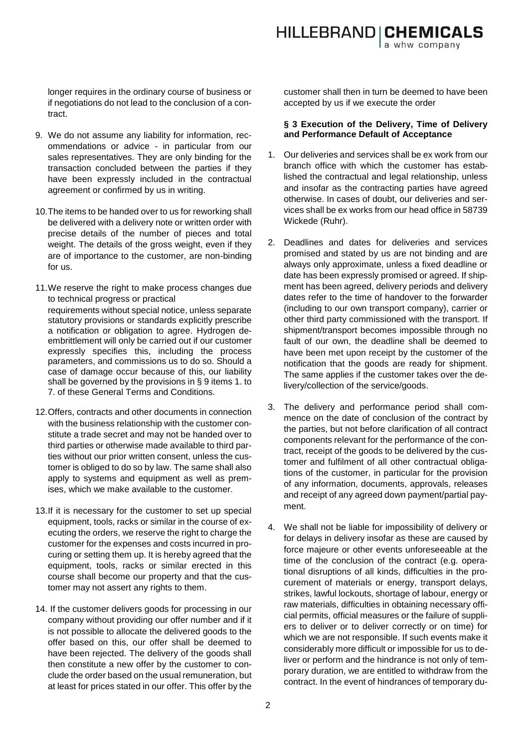longer requires in the ordinary course of business or if negotiations do not lead to the conclusion of a contract.

9. We do not assume any liability for information, recommendations or advice - in particular from our sales representatives. They are only binding for the transaction concluded between the parties if they have been expressly included in the contractual agreement or confirmed by us in writing.

10. The items to be handed over to us for reworking shall be delivered with a delivery note or written order with precise details of the number of pieces and total weight. The details of the gross weight, even if they are of importance to the customer, are non-binding for us.

11. We reserve the right to make process changes due to technical progress or practical requirements without special notice, unless separate statutory provisions or standards explicitly prescribe a notification or obligation to agree. Hydrogen de-embrittlement will only be carried out if our customer expressly specifies this, including the process parameters, and commissions us to do so. Should a case of damage occur because of this, our liability shall be governed by the provisions in § 9 items 1. to 7. of these General Terms and Conditions.

12. Offers, contracts and other documents in connection with the business relationship with the customer constitute a trade secret and may not be handed over to third parties or otherwise made available to third parties without our prior written consent, unless the customer is obliged to do so by law. The same shall also apply to systems and equipment as well as premises, which we make available to the customer.

13. If it is necessary for the customer to set up special equipment, tools, racks or similar in the course of executing the orders, we reserve the right to charge the customer for the expenses and costs incurred in procuring or setting them up. It is hereby agreed that the equipment, tools, racks or similar erected in this course shall become our property and that the customer may not assert any rights to them.

14. If the customer delivers goods for processing in our company without providing our offer number and if it is not possible to allocate the delivered goods to the offer based on this, our offer shall be deemed to have been rejected. The delivery of the goods shall then constitute a new offer by the customer to conclude the order based on the usual remuneration, but at least for prices stated in our offer. This offer by the customer shall then in turn be deemed to have been accepted by us if we execute the order

### § 3 Execution of the Delivery, Time of Delivery and Performance Default of Acceptance

1. Our deliveries and services shall be ex work from our branch office with which the customer has established the contractual and legal relationship, unless and insofar as the contracting parties have agreed otherwise. In cases of doubt, our deliveries and services shall be ex works from our head office in 58739 Wickede (Ruhr).

2. Deadlines and dates for deliveries and services promised and stated by us are not binding and are always only approximate, unless a fixed deadline or date has been expressly promised or agreed. If shipment has been agreed, delivery periods and delivery dates refer to the time of handover to the forwarder (including to our own transport company), carrier or other third party commissioned with the transport. If shipment/transport becomes impossible through no fault of our own, the deadline shall be deemed to have been met upon receipt by the customer of the notification that the goods are ready for shipment. The same applies if the customer takes over the delivery/collection of the service/goods.

3. The delivery and performance period shall commence on the date of conclusion of the contract by the parties, but not before clarification of all contract components relevant for the performance of the contract, receipt of the goods to be delivered by the customer and fulfilment of all other contractual obligations of the customer, in particular for the provision of any information, documents, approvals, releases and receipt of any agreed down payment/partial payment.

4. We shall not be liable for impossibility of delivery or for delays in delivery insofar as these are caused by force majeure or other events unforeseeable at the time of the conclusion of the contract (e.g. operational disruptions of all kinds, difficulties in the procurement of materials or energy, transport delays, strikes, lawful lockouts, shortage of labour, energy or raw materials, difficulties in obtaining necessary official permits, official measures or the failure of suppliers to deliver or to deliver correctly or on time) for which we are not responsible. If such events make it considerably more difficult or impossible for us to deliver or perform and the hindrance is not only of temporary duration, we are entitled to withdraw from the contract. In the event of hindrances of temporary du-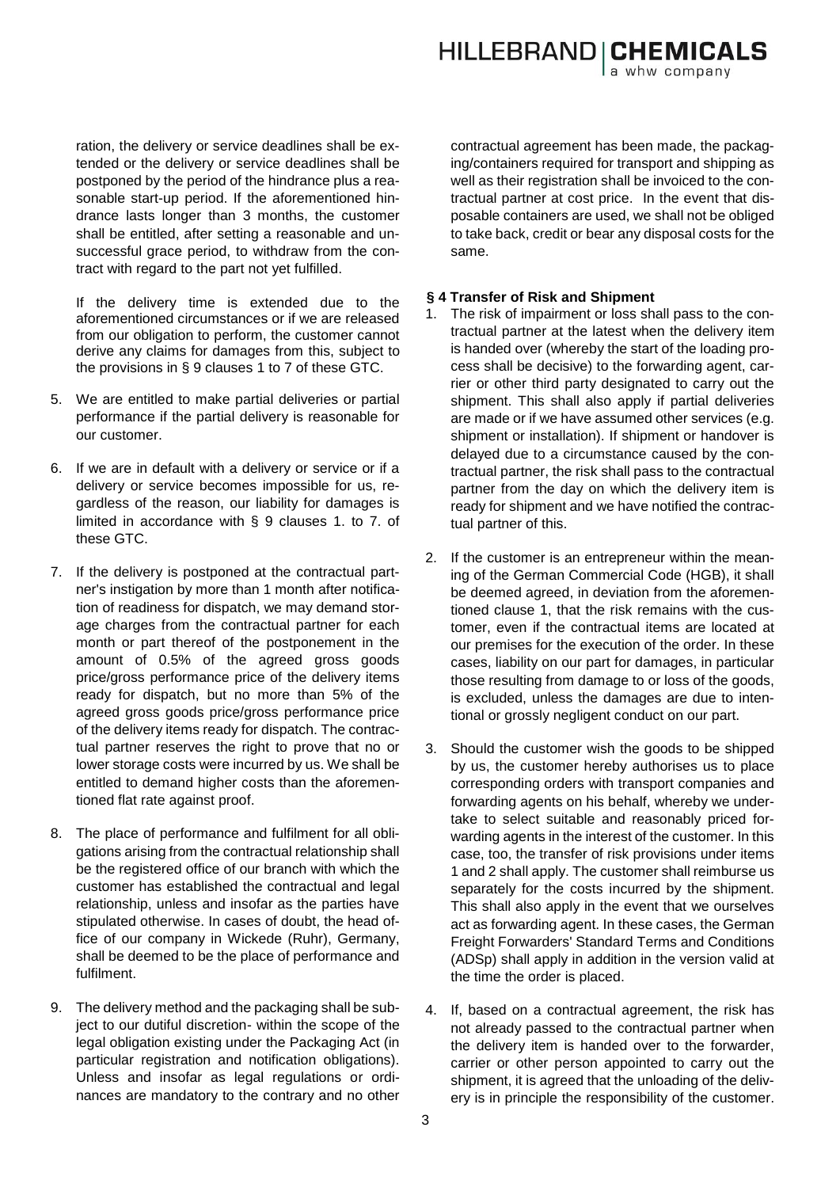ration, the delivery or service deadlines shall be extended or the delivery or service deadlines shall be postponed by the period of the hindrance plus a reasonable start-up period. If the aforementioned hindrance lasts longer than 3 months, the customer shall be entitled, after setting a reasonable and unsuccessful grace period, to withdraw from the contract with regard to the part not yet fulfilled.

If the delivery time is extended due to the aforementioned circumstances or if we are released from our obligation to perform, the customer cannot derive any claims for damages from this, subject to the provisions in § 9 clauses 1 to 7 of these GTC.

5. We are entitled to make partial deliveries or partial performance if the partial delivery is reasonable for our customer.

6. If we are in default with a delivery or service or if a delivery or service becomes impossible for us, regardless of the reason, our liability for damages is limited in accordance with § 9 clauses 1. to 7. of these GTC.

7. If the delivery is postponed at the contractual partner's instigation by more than 1 month after notification of readiness for dispatch, we may demand storage charges from the contractual partner for each month or part thereof of the postponement in the amount of 0.5% of the agreed gross goods price/gross performance price of the delivery items ready for dispatch, but no more than 5% of the agreed gross goods price/gross performance price of the delivery items ready for dispatch. The contractual partner reserves the right to prove that no or lower storage costs were incurred by us. We shall be entitled to demand higher costs than the aforementioned flat rate against proof.

8. The place of performance and fulfilment for all obligations arising from the contractual relationship shall be the registered office of our branch with which the customer has established the contractual and legal relationship, unless and insofar as the parties have stipulated otherwise. In cases of doubt, the head office of our company in Wickede (Ruhr), Germany, shall be deemed to be the place of performance and fulfilment.

9. The delivery method and the packaging shall be subject to our dutiful discretion- within the scope of the legal obligation existing under the Packaging Act (in particular registration and notification obligations). Unless and insofar as legal regulations or ordinances are mandatory to the contrary and no other contractual agreement has been made, the packaging/containers required for transport and shipping as well as their registration shall be invoiced to the contractual partner at cost price. In the event that disposable containers are used, we shall not be obliged to take back, credit or bear any disposal costs for the same.

### § 4 Transfer of Risk and Shipment

1. The risk of impairment or loss shall pass to the contractual partner at the latest when the delivery item is handed over (whereby the start of the loading process shall be decisive) to the forwarding agent, carrier or other third party designated to carry out the shipment. This shall also apply if partial deliveries are made or if we have assumed other services (e.g. shipment or installation). If shipment or handover is delayed due to a circumstance caused by the contractual partner, the risk shall pass to the contractual partner from the day on which the delivery item is ready for shipment and we have notified the contractual partner of this.

2. If the customer is an entrepreneur within the meaning of the German Commercial Code (HGB), it shall be deemed agreed, in deviation from the aforementioned clause 1, that the risk remains with the customer, even if the contractual items are located at our premises for the execution of the order. In these cases, liability on our part for damages, in particular those resulting from damage to or loss of the goods, is excluded, unless the damages are due to intentional or grossly negligent conduct on our part.

3. Should the customer wish the goods to be shipped by us, the customer hereby authorises us to place corresponding orders with transport companies and forwarding agents on his behalf, whereby we undertake to select suitable and reasonably priced forwarding agents in the interest of the customer. In this case, too, the transfer of risk provisions under items 1 and 2 shall apply. The customer shall reimburse us separately for the costs incurred by the shipment. This shall also apply in the event that we ourselves act as forwarding agent. In these cases, the German Freight Forwarders' Standard Terms and Conditions (ADSp) shall apply in addition in the version valid at the time the order is placed.

4. If, based on a contractual agreement, the risk has not already passed to the contractual partner when the delivery item is handed over to the forwarder, carrier or other person appointed to carry out the shipment, it is agreed that the unloading of the delivery is in principle the responsibility of the customer.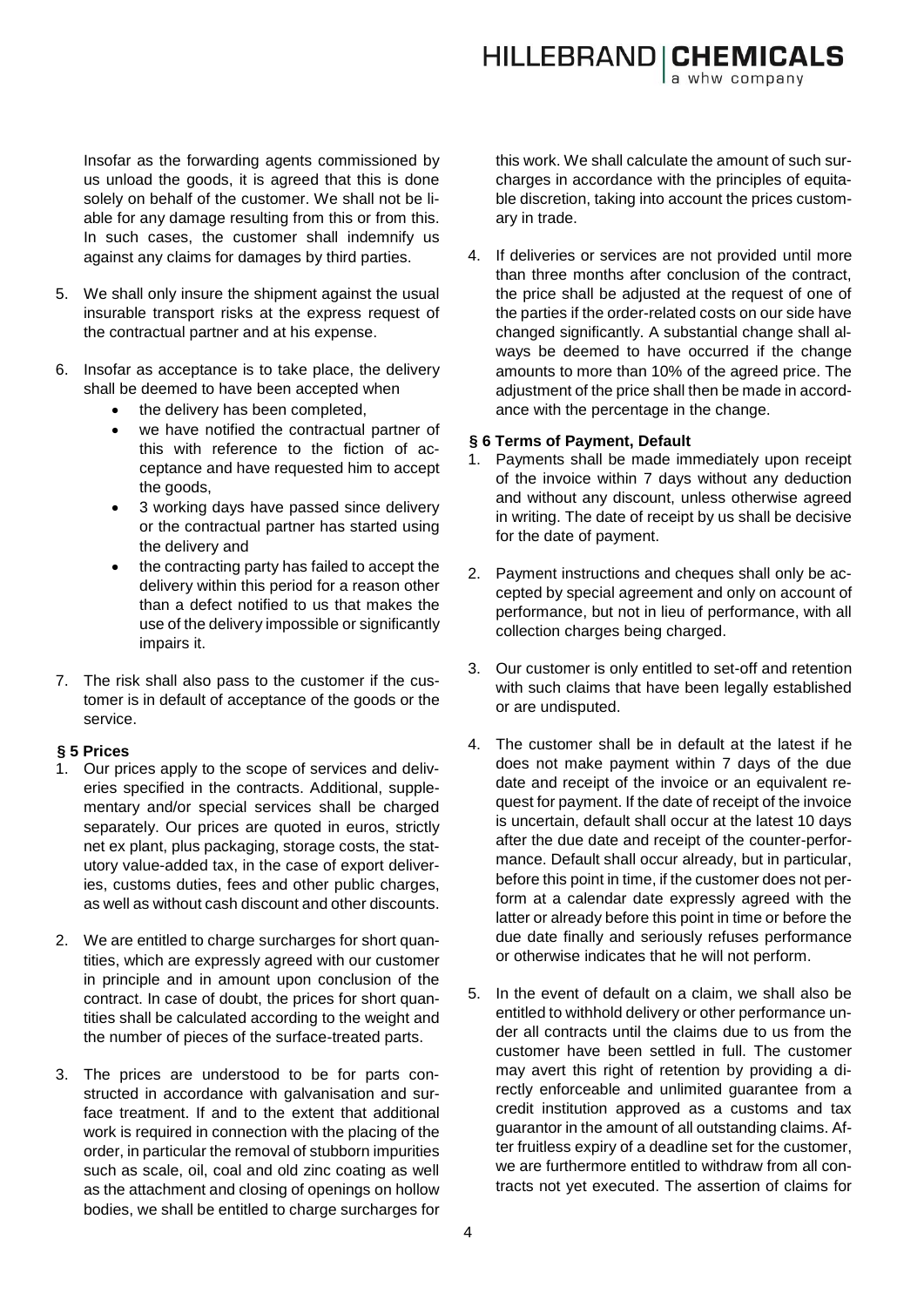Insofar as the forwarding agents commissioned by us unload the goods, it is agreed that this is done solely on behalf of the customer. We shall not be liable for any damage resulting from this or from this. In such cases, the customer shall indemnify us against any claims for damages by third parties.

5. We shall only insure the shipment against the usual insurable transport risks at the express request of the contractual partner and at his expense.

6. Insofar as acceptance is to take place, the delivery shall be deemed to have been accepted when
   - the delivery has been completed,
   - we have notified the contractual partner of this with reference to the fiction of acceptance and have requested him to accept the goods,
   - 3 working days have passed since delivery or the contractual partner has started using the delivery and
   - the contracting party has failed to accept the delivery within this period for a reason other than a defect notified to us that makes the use of the delivery impossible or significantly impairs it.

7. The risk shall also pass to the customer if the customer is in default of acceptance of the goods or the service.

### § 5 Prices

1. Our prices apply to the scope of services and deliveries specified in the contracts. Additional, supplementary and/or special services shall be charged separately. Our prices are quoted in euros, strictly net ex plant, plus packaging, storage costs, the statutory value-added tax, in the case of export deliveries, customs duties, fees and other public charges, as well as without cash discount and other discounts.

2. We are entitled to charge surcharges for short quantities, which are expressly agreed with our customer in principle and in amount upon conclusion of the contract. In case of doubt, the prices for short quantities shall be calculated according to the weight and the number of pieces of the surface-treated parts.

3. The prices are understood to be for parts constructed in accordance with galvanisation and surface treatment. If and to the extent that additional work is required in connection with the placing of the order, in particular the removal of stubborn impurities such as scale, oil, coal and old zinc coating as well as the attachment and closing of openings on hollow bodies, we shall be entitled to charge surcharges for this work. We shall calculate the amount of such surcharges in accordance with the principles of equitable discretion, taking into account the prices customary in trade.

4. If deliveries or services are not provided until more than three months after conclusion of the contract, the price shall be adjusted at the request of one of the parties if the order-related costs on our side have changed significantly. A substantial change shall always be deemed to have occurred if the change amounts to more than 10% of the agreed price. The adjustment of the price shall then be made in accordance with the percentage in the change.

### § 6 Terms of Payment, Default

1. Payments shall be made immediately upon receipt of the invoice within 7 days without any deduction and without any discount, unless otherwise agreed in writing. The date of receipt by us shall be decisive for the date of payment.

2. Payment instructions and cheques shall only be accepted by special agreement and only on account of performance, but not in lieu of performance, with all collection charges being charged.

3. Our customer is only entitled to set-off and retention with such claims that have been legally established or are undisputed.

4. The customer shall be in default at the latest if he does not make payment within 7 days of the due date and receipt of the invoice or an equivalent request for payment. If the date of receipt of the invoice is uncertain, default shall occur at the latest 10 days after the due date and receipt of the counter-performance. Default shall occur already, but in particular, before this point in time, if the customer does not perform at a calendar date expressly agreed with the latter or already before this point in time or before the due date finally and seriously refuses performance or otherwise indicates that he will not perform.

5. In the event of default on a claim, we shall also be entitled to withhold delivery or other performance under all contracts until the claims due to us from the customer have been settled in full. The customer may avert this right of retention by providing a directly enforceable and unlimited guarantee from a credit institution approved as a customs and tax guarantor in the amount of all outstanding claims. After fruitless expiry of a deadline set for the customer, we are furthermore entitled to withdraw from all contracts not yet executed. The assertion of claims for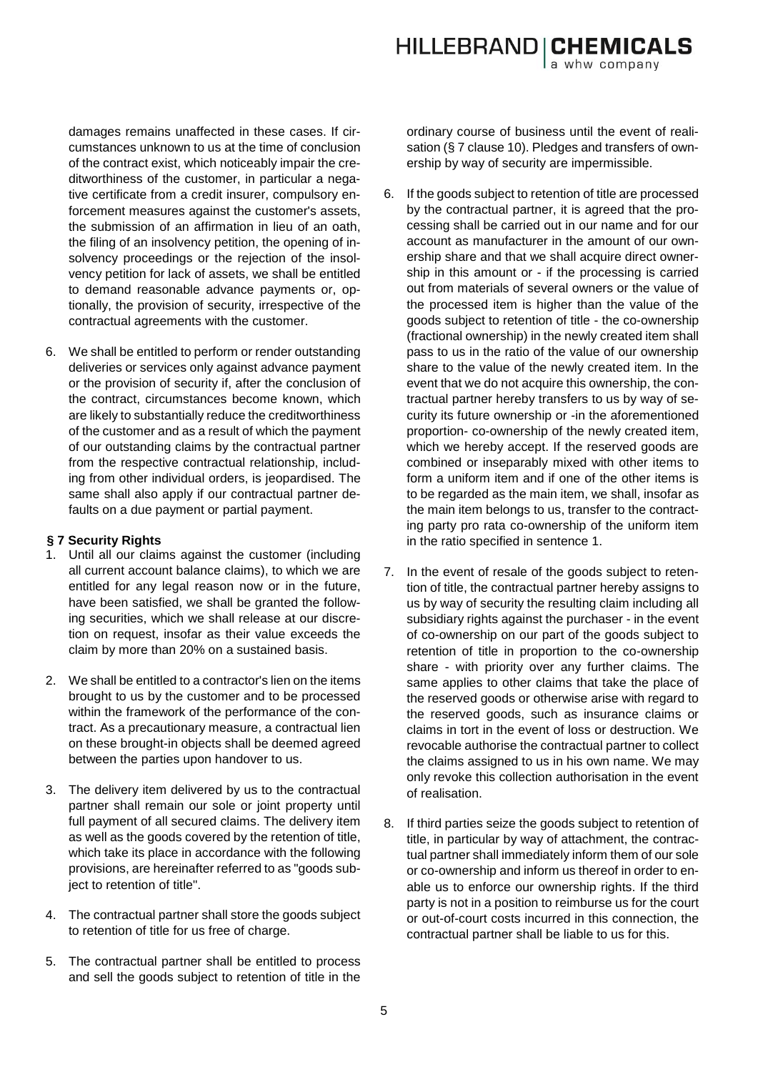damages remains unaffected in these cases. If circumstances unknown to us at the time of conclusion of the contract exist, which noticeably impair the creditworthiness of the customer, in particular a negative certificate from a credit insurer, compulsory enforcement measures against the customer's assets, the submission of an affirmation in lieu of an oath, the filing of an insolvency petition, the opening of insolvency proceedings or the rejection of the insolvency petition for lack of assets, we shall be entitled to demand reasonable advance payments or, optionally, the provision of security, irrespective of the contractual agreements with the customer.

6. We shall be entitled to perform or render outstanding deliveries or services only against advance payment or the provision of security if, after the conclusion of the contract, circumstances become known, which are likely to substantially reduce the creditworthiness of the customer and as a result of which the payment of our outstanding claims by the contractual partner from the respective contractual relationship, including from other individual orders, is jeopardised. The same shall also apply if our contractual partner defaults on a due payment or partial payment.

### § 7 Security Rights

1. Until all our claims against the customer (including all current account balance claims), to which we are entitled for any legal reason now or in the future, have been satisfied, we shall be granted the following securities, which we shall release at our discretion on request, insofar as their value exceeds the claim by more than 20% on a sustained basis.

2. We shall be entitled to a contractor's lien on the items brought to us by the customer and to be processed within the framework of the performance of the contract. As a precautionary measure, a contractual lien on these brought-in objects shall be deemed agreed between the parties upon handover to us.

3. The delivery item delivered by us to the contractual partner shall remain our sole or joint property until full payment of all secured claims. The delivery item as well as the goods covered by the retention of title, which take its place in accordance with the following provisions, are hereinafter referred to as "goods subject to retention of title".

4. The contractual partner shall store the goods subject to retention of title for us free of charge.

5. The contractual partner shall be entitled to process and sell the goods subject to retention of title in the ordinary course of business until the event of realisation (§ 7 clause 10). Pledges and transfers of ownership by way of security are impermissible.

6. If the goods subject to retention of title are processed by the contractual partner, it is agreed that the processing shall be carried out in our name and for our account as manufacturer in the amount of our ownership share and that we shall acquire direct ownership in this amount or - if the processing is carried out from materials of several owners or the value of the processed item is higher than the value of the goods subject to retention of title - the co-ownership (fractional ownership) in the newly created item shall pass to us in the ratio of the value of our ownership share to the value of the newly created item. In the event that we do not acquire this ownership, the contractual partner hereby transfers to us by way of security its future ownership or -in the aforementioned proportion- co-ownership of the newly created item, which we hereby accept. If the reserved goods are combined or inseparably mixed with other items to form a uniform item and if one of the other items is to be regarded as the main item, we shall, insofar as the main item belongs to us, transfer to the contracting party pro rata co-ownership of the uniform item in the ratio specified in sentence 1.

7. In the event of resale of the goods subject to retention of title, the contractual partner hereby assigns to us by way of security the resulting claim including all subsidiary rights against the purchaser - in the event of co-ownership on our part of the goods subject to retention of title in proportion to the co-ownership share - with priority over any further claims. The same applies to other claims that take the place of the reserved goods or otherwise arise with regard to the reserved goods, such as insurance claims or claims in tort in the event of loss or destruction. We revocable authorise the contractual partner to collect the claims assigned to us in his own name. We may only revoke this collection authorisation in the event of realisation.

8. If third parties seize the goods subject to retention of title, in particular by way of attachment, the contractual partner shall immediately inform them of our sole or co-ownership and inform us thereof in order to enable us to enforce our ownership rights. If the third party is not in a position to reimburse us for the court or out-of-court costs incurred in this connection, the contractual partner shall be liable to us for this.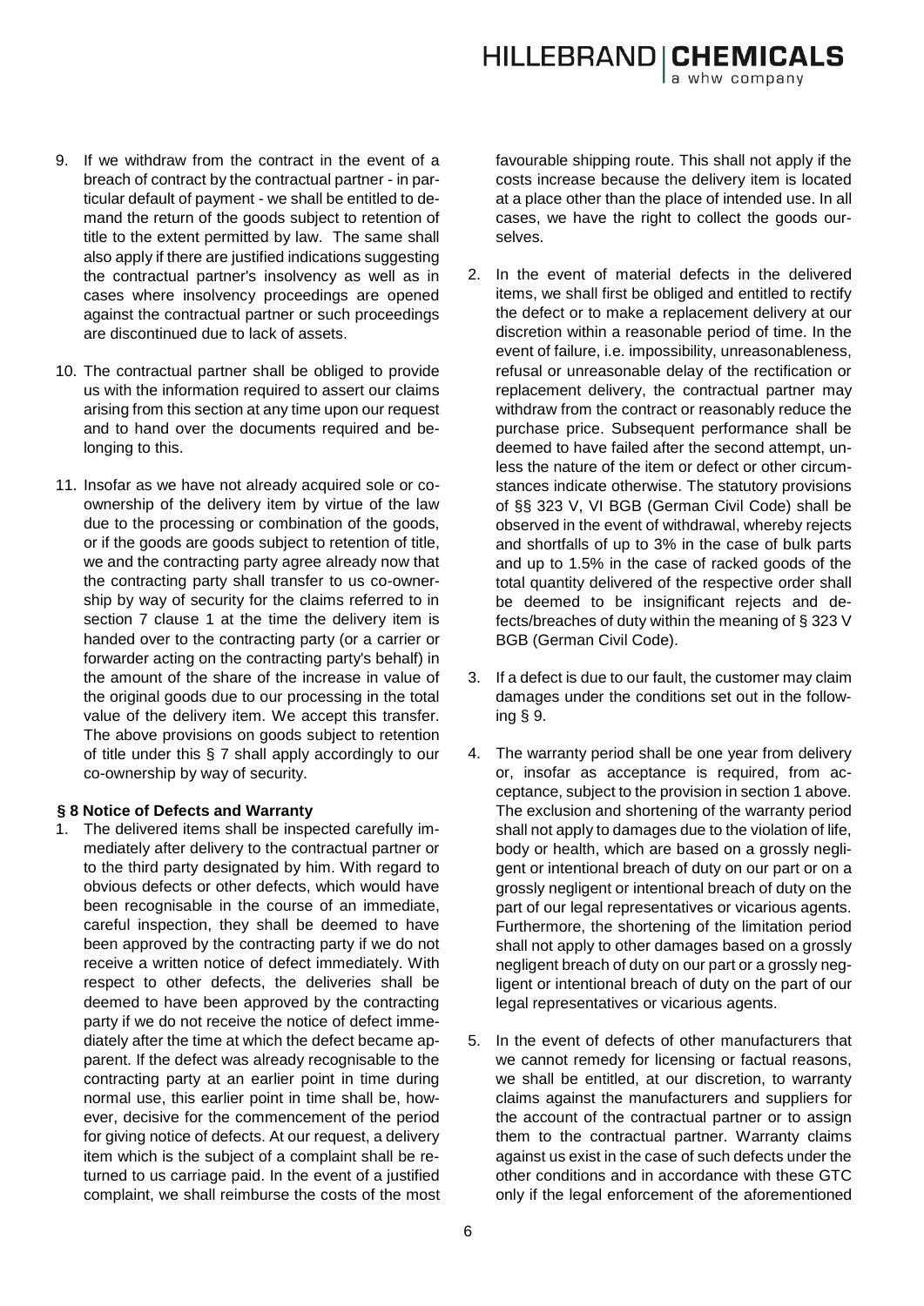9. If we withdraw from the contract in the event of a breach of contract by the contractual partner - in particular default of payment - we shall be entitled to demand the return of the goods subject to retention of title to the extent permitted by law. The same shall also apply if there are justified indications suggesting the contractual partner's insolvency as well as in cases where insolvency proceedings are opened against the contractual partner or such proceedings are discontinued due to lack of assets.

10. The contractual partner shall be obliged to provide us with the information required to assert our claims arising from this section at any time upon our request and to hand over the documents required and belonging to this.

11. Insofar as we have not already acquired sole or co-ownership of the delivery item by virtue of the law due to the processing or combination of the goods, or if the goods are goods subject to retention of title, we and the contracting party agree already now that the contracting party shall transfer to us co-ownership by way of security for the claims referred to in section 7 clause 1 at the time the delivery item is handed over to the contracting party (or a carrier or forwarder acting on the contracting party's behalf) in the amount of the share of the increase in value of the original goods due to our processing in the total value of the delivery item. We accept this transfer. The above provisions on goods subject to retention of title under this § 7 shall apply accordingly to our co-ownership by way of security.

### § 8 Notice of Defects and Warranty

1. The delivered items shall be inspected carefully immediately after delivery to the contractual partner or to the third party designated by him. With regard to obvious defects or other defects, which would have been recognisable in the course of an immediate, careful inspection, they shall be deemed to have been approved by the contracting party if we do not receive a written notice of defect immediately. With respect to other defects, the deliveries shall be deemed to have been approved by the contracting party if we do not receive the notice of defect immediately after the time at which the defect became apparent. If the defect was already recognisable to the contracting party at an earlier point in time during normal use, this earlier point in time shall be, however, decisive for the commencement of the period for giving notice of defects. At our request, a delivery item which is the subject of a complaint shall be returned to us carriage paid. In the event of a justified complaint, we shall reimburse the costs of the most favourable shipping route. This shall not apply if the costs increase because the delivery item is located at a place other than the place of intended use. In all cases, we have the right to collect the goods ourselves.

2. In the event of material defects in the delivered items, we shall first be obliged and entitled to rectify the defect or to make a replacement delivery at our discretion within a reasonable period of time. In the event of failure, i.e. impossibility, unreasonableness, refusal or unreasonable delay of the rectification or replacement delivery, the contractual partner may withdraw from the contract or reasonably reduce the purchase price. Subsequent performance shall be deemed to have failed after the second attempt, unless the nature of the item or defect or other circumstances indicate otherwise. The statutory provisions of §§ 323 V, VI BGB (German Civil Code) shall be observed in the event of withdrawal, whereby rejects and shortfalls of up to 3% in the case of bulk parts and up to 1.5% in the case of racked goods of the total quantity delivered of the respective order shall be deemed to be insignificant rejects and defects/breaches of duty within the meaning of § 323 V BGB (German Civil Code).

3. If a defect is due to our fault, the customer may claim damages under the conditions set out in the following § 9.

4. The warranty period shall be one year from delivery or, insofar as acceptance is required, from acceptance, subject to the provision in section 1 above. The exclusion and shortening of the warranty period shall not apply to damages due to the violation of life, body or health, which are based on a grossly negligent or intentional breach of duty on our part or on a grossly negligent or intentional breach of duty on the part of our legal representatives or vicarious agents. Furthermore, the shortening of the limitation period shall not apply to other damages based on a grossly negligent breach of duty on our part or a grossly negligent or intentional breach of duty on the part of our legal representatives or vicarious agents.

5. In the event of defects of other manufacturers that we cannot remedy for licensing or factual reasons, we shall be entitled, at our discretion, to warranty claims against the manufacturers and suppliers for the account of the contractual partner or to assign them to the contractual partner. Warranty claims against us exist in the case of such defects under the other conditions and in accordance with these GTC only if the legal enforcement of the aforementioned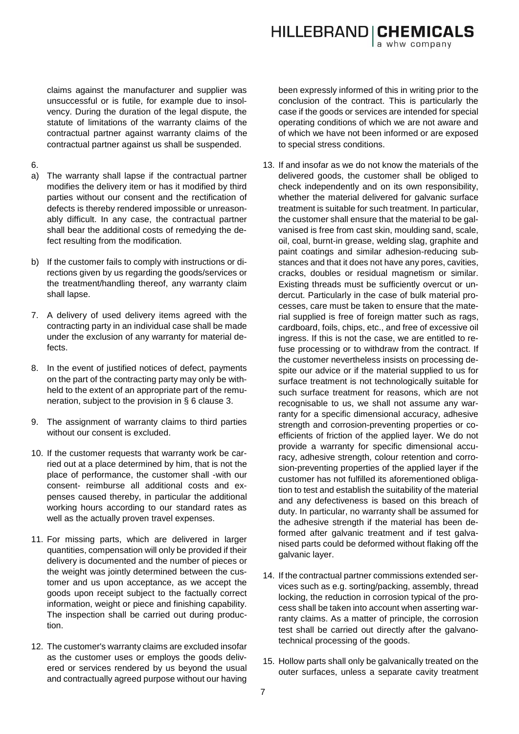claims against the manufacturer and supplier was unsuccessful or is futile, for example due to insolvency. During the duration of the legal dispute, the statute of limitations of the warranty claims of the contractual partner against warranty claims of the contractual partner against us shall be suspended.

6.

a) The warranty shall lapse if the contractual partner modifies the delivery item or has it modified by third parties without our consent and the rectification of defects is thereby rendered impossible or unreasonably difficult. In any case, the contractual partner shall bear the additional costs of remedying the defect resulting from the modification.

b) If the customer fails to comply with instructions or directions given by us regarding the goods/services or the treatment/handling thereof, any warranty claim shall lapse.

7. A delivery of used delivery items agreed with the contracting party in an individual case shall be made under the exclusion of any warranty for material defects.

8. In the event of justified notices of defect, payments on the part of the contracting party may only be withheld to the extent of an appropriate part of the remuneration, subject to the provision in § 6 clause 3.

9. The assignment of warranty claims to third parties without our consent is excluded.

10. If the customer requests that warranty work be carried out at a place determined by him, that is not the place of performance, the customer shall -with our consent- reimburse all additional costs and expenses caused thereby, in particular the additional working hours according to our standard rates as well as the actually proven travel expenses.

11. For missing parts, which are delivered in larger quantities, compensation will only be provided if their delivery is documented and the number of pieces or the weight was jointly determined between the customer and us upon acceptance, as we accept the goods upon receipt subject to the factually correct information, weight or piece and finishing capability. The inspection shall be carried out during production.

12. The customer's warranty claims are excluded insofar as the customer uses or employs the goods delivered or services rendered by us beyond the usual and contractually agreed purpose without our having been expressly informed of this in writing prior to the conclusion of the contract. This is particularly the case if the goods or services are intended for special operating conditions of which we are not aware and of which we have not been informed or are exposed to special stress conditions.

13. If and insofar as we do not know the materials of the delivered goods, the customer shall be obliged to check independently and on its own responsibility, whether the material delivered for galvanic surface treatment is suitable for such treatment. In particular, the customer shall ensure that the material to be galvanised is free from cast skin, moulding sand, scale, oil, coal, burnt-in grease, welding slag, graphite and paint coatings and similar adhesion-reducing substances and that it does not have any pores, cavities, cracks, doubles or residual magnetism or similar. Existing threads must be sufficiently overcut or undercut. Particularly in the case of bulk material processes, care must be taken to ensure that the material supplied is free of foreign matter such as rags, cardboard, foils, chips, etc., and free of excessive oil ingress. If this is not the case, we are entitled to refuse processing or to withdraw from the contract. If the customer nevertheless insists on processing despite our advice or if the material supplied to us for surface treatment is not technologically suitable for such surface treatment for reasons, which are not recognisable to us, we shall not assume any warranty for a specific dimensional accuracy, adhesive strength and corrosion-preventing properties or coefficients of friction of the applied layer. We do not provide a warranty for specific dimensional accuracy, adhesive strength, colour retention and corrosion-preventing properties of the applied layer if the customer has not fulfilled its aforementioned obligation to test and establish the suitability of the material and any defectiveness is based on this breach of duty. In particular, no warranty shall be assumed for the adhesive strength if the material has been deformed after galvanic treatment and if test galvanised parts could be deformed without flaking off the galvanic layer.

14. If the contractual partner commissions extended services such as e.g. sorting/packing, assembly, thread locking, the reduction in corrosion typical of the process shall be taken into account when asserting warranty claims. As a matter of principle, the corrosion test shall be carried out directly after the galvanotechnical processing of the goods.

15. Hollow parts shall only be galvanically treated on the outer surfaces, unless a separate cavity treatment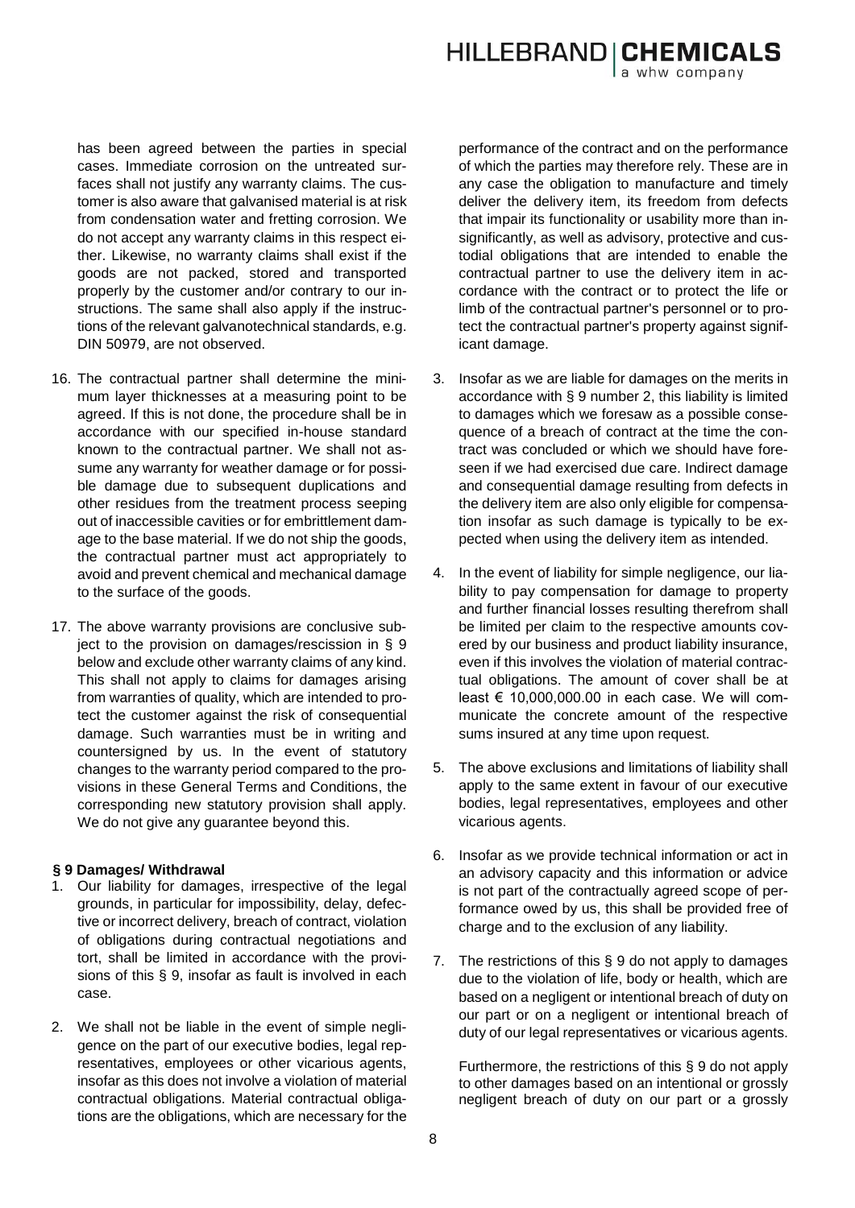has been agreed between the parties in special cases. Immediate corrosion on the untreated surfaces shall not justify any warranty claims. The customer is also aware that galvanised material is at risk from condensation water and fretting corrosion. We do not accept any warranty claims in this respect either. Likewise, no warranty claims shall exist if the goods are not packed, stored and transported properly by the customer and/or contrary to our instructions. The same shall also apply if the instructions of the relevant galvanotechnical standards, e.g. DIN 50979, are not observed.

16. The contractual partner shall determine the minimum layer thicknesses at a measuring point to be agreed. If this is not done, the procedure shall be in accordance with our specified in-house standard known to the contractual partner. We shall not assume any warranty for weather damage or for possible damage due to subsequent duplications and other residues from the treatment process seeping out of inaccessible cavities or for embrittlement damage to the base material. If we do not ship the goods, the contractual partner must act appropriately to avoid and prevent chemical and mechanical damage to the surface of the goods.

17. The above warranty provisions are conclusive subject to the provision on damages/rescission in § 9 below and exclude other warranty claims of any kind. This shall not apply to claims for damages arising from warranties of quality, which are intended to protect the customer against the risk of consequential damage. Such warranties must be in writing and countersigned by us. In the event of statutory changes to the warranty period compared to the provisions in these General Terms and Conditions, the corresponding new statutory provision shall apply. We do not give any guarantee beyond this.

**§ 9 Damages/ Withdrawal**

1. Our liability for damages, irrespective of the legal grounds, in particular for impossibility, delay, defective or incorrect delivery, breach of contract, violation of obligations during contractual negotiations and tort, shall be limited in accordance with the provisions of this § 9, insofar as fault is involved in each case.

2. We shall not be liable in the event of simple negligence on the part of our executive bodies, legal representatives, employees or other vicarious agents, insofar as this does not involve a violation of material contractual obligations. Material contractual obligations are the obligations, which are necessary for the performance of the contract and on the performance of which the parties may therefore rely. These are in any case the obligation to manufacture and timely deliver the delivery item, its freedom from defects that impair its functionality or usability more than insignificantly, as well as advisory, protective and custodial obligations that are intended to enable the contractual partner to use the delivery item in accordance with the contract or to protect the life or limb of the contractual partner's personnel or to protect the contractual partner's property against significant damage.

3. Insofar as we are liable for damages on the merits in accordance with § 9 number 2, this liability is limited to damages which we foresaw as a possible consequence of a breach of contract at the time the contract was concluded or which we should have foreseen if we had exercised due care. Indirect damage and consequential damage resulting from defects in the delivery item are also only eligible for compensation insofar as such damage is typically to be expected when using the delivery item as intended.

4. In the event of liability for simple negligence, our liability to pay compensation for damage to property and further financial losses resulting therefrom shall be limited per claim to the respective amounts covered by our business and product liability insurance, even if this involves the violation of material contractual obligations. The amount of cover shall be at least € 10,000,000.00 in each case. We will communicate the concrete amount of the respective sums insured at any time upon request.

5. The above exclusions and limitations of liability shall apply to the same extent in favour of our executive bodies, legal representatives, employees and other vicarious agents.

6. Insofar as we provide technical information or act in an advisory capacity and this information or advice is not part of the contractually agreed scope of performance owed by us, this shall be provided free of charge and to the exclusion of any liability.

7. The restrictions of this § 9 do not apply to damages due to the violation of life, body or health, which are based on a negligent or intentional breach of duty on our part or on a negligent or intentional breach of duty of our legal representatives or vicarious agents.

   Furthermore, the restrictions of this § 9 do not apply to other damages based on an intentional or grossly negligent breach of duty on our part or a grossly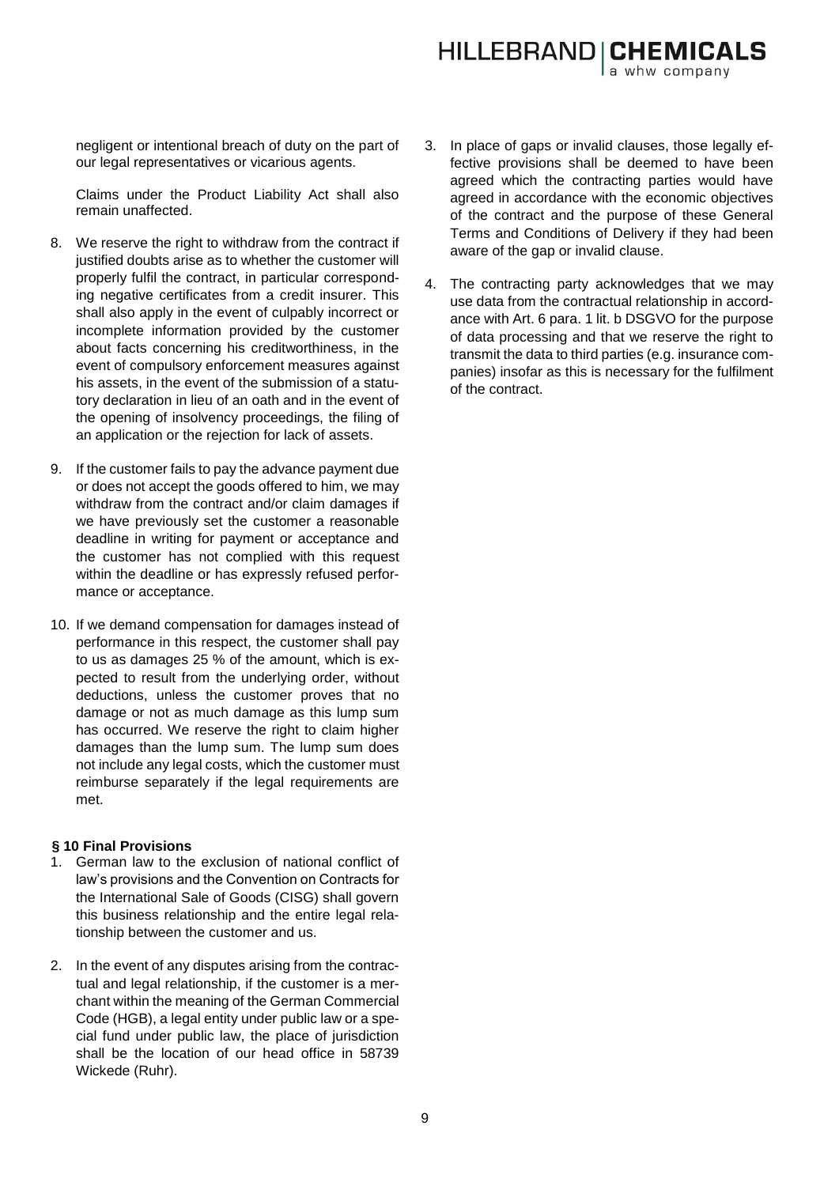negligent or intentional breach of duty on the part of our legal representatives or vicarious agents.

Claims under the Product Liability Act shall also remain unaffected.

8. We reserve the right to withdraw from the contract if justified doubts arise as to whether the customer will properly fulfil the contract, in particular corresponding negative certificates from a credit insurer. This shall also apply in the event of culpably incorrect or incomplete information provided by the customer about facts concerning his creditworthiness, in the event of compulsory enforcement measures against his assets, in the event of the submission of a statutory declaration in lieu of an oath and in the event of the opening of insolvency proceedings, the filing of an application or the rejection for lack of assets.

9. If the customer fails to pay the advance payment due or does not accept the goods offered to him, we may withdraw from the contract and/or claim damages if we have previously set the customer a reasonable deadline in writing for payment or acceptance and the customer has not complied with this request within the deadline or has expressly refused performance or acceptance.

10. If we demand compensation for damages instead of performance in this respect, the customer shall pay to us as damages 25 % of the amount, which is expected to result from the underlying order, without deductions, unless the customer proves that no damage or not as much damage as this lump sum has occurred. We reserve the right to claim higher damages than the lump sum. The lump sum does not include any legal costs, which the customer must reimburse separately if the legal requirements are met.

**§ 10 Final Provisions**

1. German law to the exclusion of national conflict of law's provisions and the Convention on Contracts for the International Sale of Goods (CISG) shall govern this business relationship and the entire legal relationship between the customer and us.

2. In the event of any disputes arising from the contractual and legal relationship, if the customer is a merchant within the meaning of the German Commercial Code (HGB), a legal entity under public law or a special fund under public law, the place of jurisdiction shall be the location of our head office in 58739 Wickede (Ruhr).

3. In place of gaps or invalid clauses, those legally effective provisions shall be deemed to have been agreed which the contracting parties would have agreed in accordance with the economic objectives of the contract and the purpose of these General Terms and Conditions of Delivery if they had been aware of the gap or invalid clause.

4. The contracting party acknowledges that we may use data from the contractual relationship in accordance with Art. 6 para. 1 lit. b DSGVO for the purpose of data processing and that we reserve the right to transmit the data to third parties (e.g. insurance companies) insofar as this is necessary for the fulfilment of the contract.